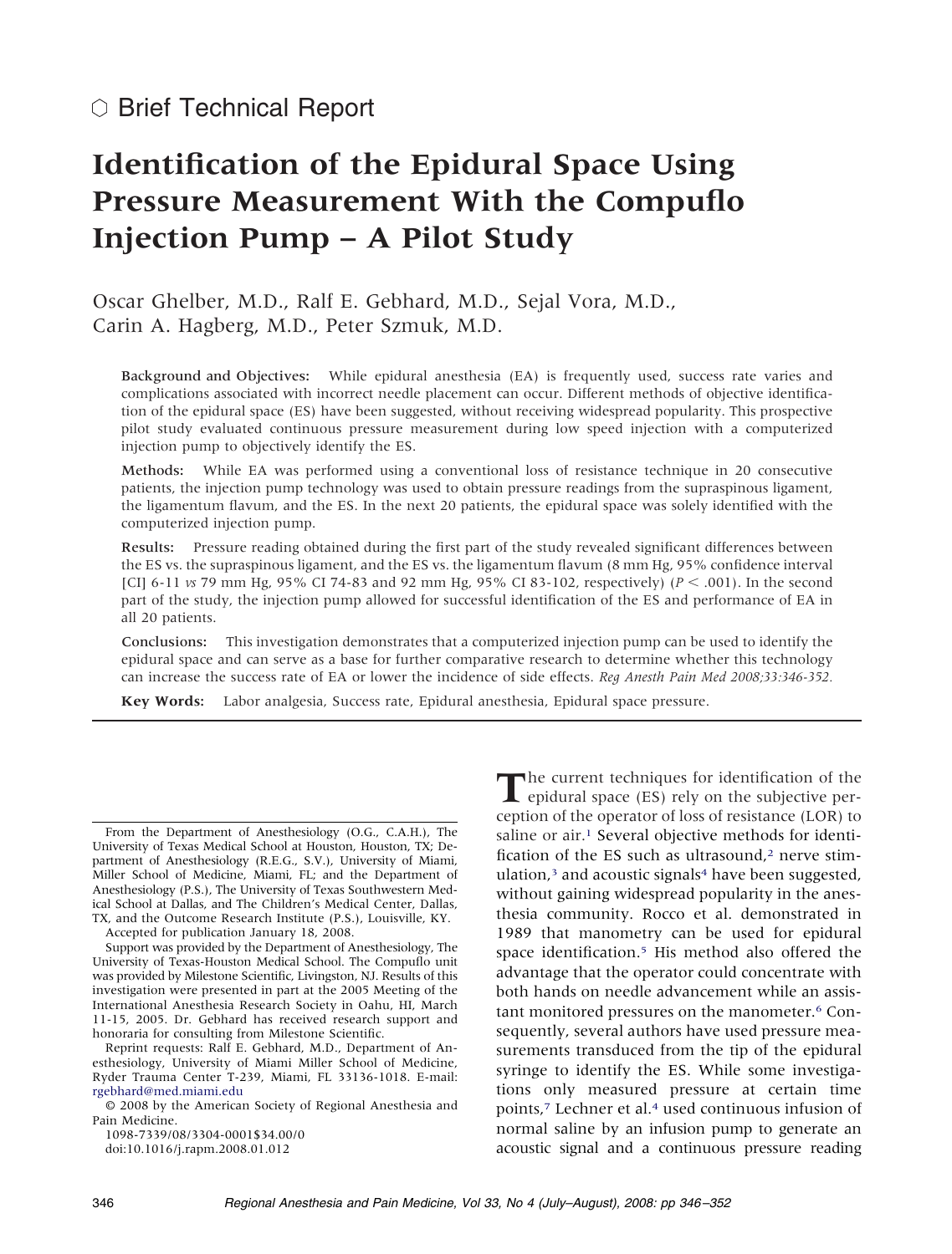Brief Technical Report

# Identification of the Epidural Space Using Pressure Measurement With the Compuflo Injection Pump – A Pilot Study

Oscar Ghelber, M.D., Ralf E. Gebhard, M.D., Sejal Vora, M.D., Carin A. Hagberg, M.D., Peter Szmuk, M.D.

**Background and Objectives:** While epidural anesthesia (EA) is frequently used, success rate varies and complications associated with incorrect needle placement can occur. Different methods of objective identification of the epidural space (ES) have been suggested, without receiving widespread popularity. This prospective pilot study evaluated continuous pressure measurement during low speed injection with a computerized injection pump to objectively identify the ES.

**Methods:** While EA was performed using a conventional loss of resistance technique in 20 consecutive patients, the injection pump technology was used to obtain pressure readings from the supraspinous ligament, the ligamentum flavum, and the ES. In the next 20 patients, the epidural space was solely identified with the computerized injection pump.

**Results:** Pressure reading obtained during the first part of the study revealed significant differences between the ES vs. the supraspinous ligament, and the ES vs. the ligamentum flavum (8 mm Hg, 95% confidence interval [CI] 6-11 *vs* 79 mm Hg, 95% CI 74-83 and 92 mm Hg, 95% CI 83-102, respectively) ($P < .001$). In the second part of the study, the injection pump allowed for successful identification of the ES and performance of EA in all 20 patients.

**Conclusions:** This investigation demonstrates that a computerized injection pump can be used to identify the epidural space and can serve as a base for further comparative research to determine whether this technology can increase the success rate of EA or lower the incidence of side effects. *Reg Anesth Pain Med 2008;33:346-352.*

**Key Words:** Labor analgesia, Success rate, Epidural anesthesia, Epidural space pressure.

The current techniques for identification of the epidural space (ES) rely on the subjective perception of the operator of loss of resistance (LOR) to saline or air.[1] Several objective methods for identification of the ES such as ultrasound,[2] nerve stimulation,[3] and acoustic signals[4] have been suggested, without gaining widespread popularity in the anesthesia community. Rocco et al. demonstrated in 1989 that manometry can be used for epidural space identification.[5] His method also offered the advantage that the operator could concentrate with both hands on needle advancement while an assistant monitored pressures on the manometer.[6] Consequently, several authors have used pressure measurements transduced from the tip of the epidural syringe to identify the ES. While some investigations only measured pressure at certain time points,[7] Lechner et al.[4] used continuous infusion of normal saline by an infusion pump to generate an acoustic signal and a continuous pressure reading

From the Department of Anesthesiology (O.G., C.A.H.), The University of Texas Medical School at Houston, Houston, TX; Department of Anesthesiology (R.E.G., S.V.), University of Miami, Miller School of Medicine, Miami, FL; and the Department of Anesthesiology (P.S.), The University of Texas Southwestern Medical School at Dallas, and The Children's Medical Center, Dallas, TX, and the Outcome Research Institute (P.S.), Louisville, KY.

Accepted for publication January 18, 2008.

Support was provided by the Department of Anesthesiology, The University of Texas-Houston Medical School. The Compuflo unit was provided by Milestone Scientific, Livingston, NJ. Results of this investigation were presented in part at the 2005 Meeting of the International Anesthesia Research Society in Oahu, HI, March 11-15, 2005. Dr. Gebhard has received research support and honoraria for consulting from Milestone Scientific.

Reprint requests: Ralf E. Gebhard, M.D., Department of Anesthesiology, University of Miami Miller School of Medicine, Ryder Trauma Center T-239, Miami, FL 33136-1018. E-mail: rgebhard@med.miami.edu

© 2008 by the American Society of Regional Anesthesia and Pain Medicine.

1098-7339/08/3304-0001$34.00/0

doi:10.1016/j.rapm.2008.01.012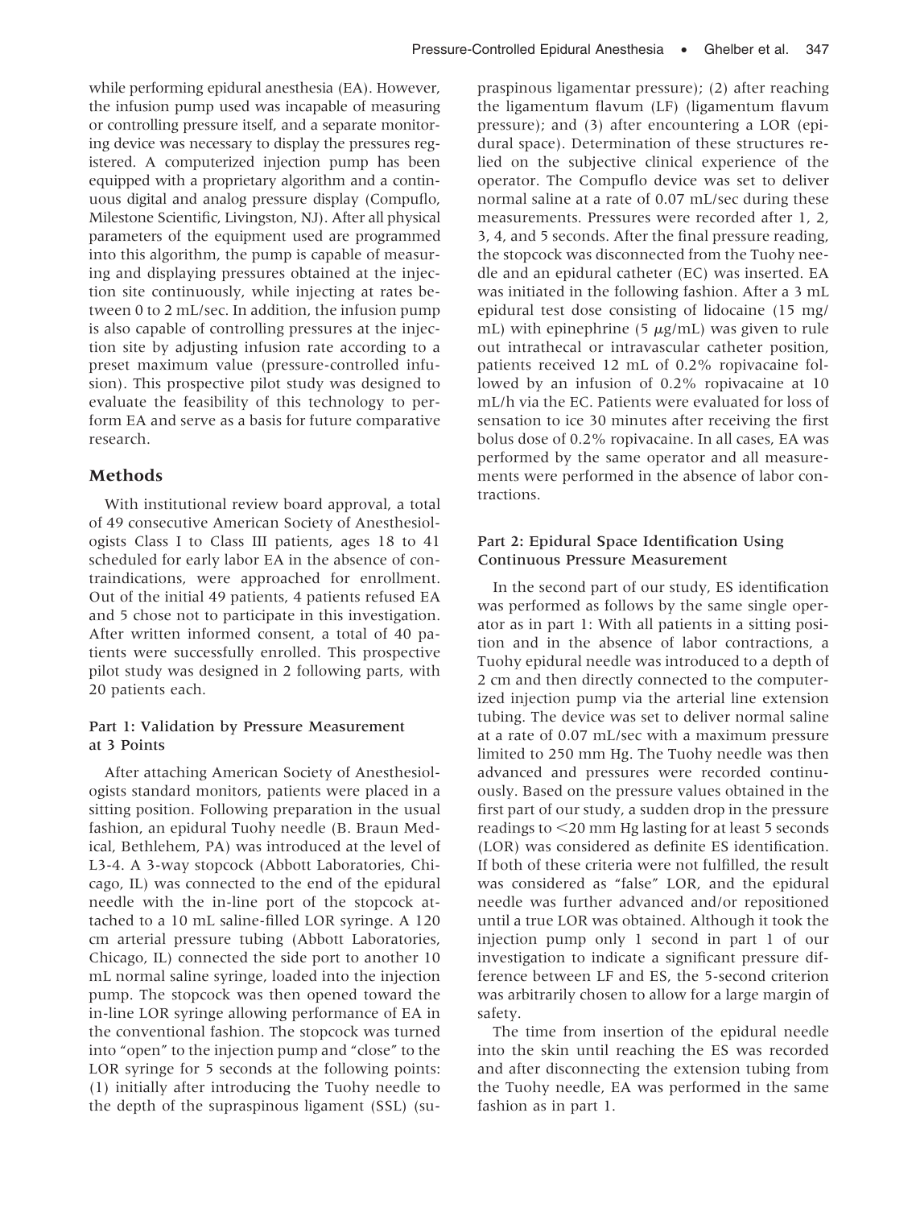while performing epidural anesthesia (EA). However, the infusion pump used was incapable of measuring or controlling pressure itself, and a separate monitoring device was necessary to display the pressures registered. A computerized injection pump has been equipped with a proprietary algorithm and a continuous digital and analog pressure display (Compuflo, Milestone Scientific, Livingston, NJ). After all physical parameters of the equipment used are programmed into this algorithm, the pump is capable of measuring and displaying pressures obtained at the injection site continuously, while injecting at rates between 0 to 2 mL/sec. In addition, the infusion pump is also capable of controlling pressures at the injection site by adjusting infusion rate according to a preset maximum value (pressure-controlled infusion). This prospective pilot study was designed to evaluate the feasibility of this technology to perform EA and serve as a basis for future comparative research.

## Methods

With institutional review board approval, a total of 49 consecutive American Society of Anesthesiologists Class I to Class III patients, ages 18 to 41 scheduled for early labor EA in the absence of contraindications, were approached for enrollment. Out of the initial 49 patients, 4 patients refused EA and 5 chose not to participate in this investigation. After written informed consent, a total of 40 patients were successfully enrolled. This prospective pilot study was designed in 2 following parts, with 20 patients each.

### Part 1: Validation by Pressure Measurement at 3 Points

After attaching American Society of Anesthesiologists standard monitors, patients were placed in a sitting position. Following preparation in the usual fashion, an epidural Tuohy needle (B. Braun Medical, Bethlehem, PA) was introduced at the level of L3-4. A 3-way stopcock (Abbott Laboratories, Chicago, IL) was connected to the end of the epidural needle with the in-line port of the stopcock attached to a 10 mL saline-filled LOR syringe. A 120 cm arterial pressure tubing (Abbott Laboratories, Chicago, IL) connected the side port to another 10 mL normal saline syringe, loaded into the injection pump. The stopcock was then opened toward the in-line LOR syringe allowing performance of EA in the conventional fashion. The stopcock was turned into "open" to the injection pump and "close" to the LOR syringe for 5 seconds at the following points: (1) initially after introducing the Tuohy needle to the depth of the supraspinous ligament (SSL) (supraspinous ligamentar pressure); (2) after reaching the ligamentum flavum (LF) (ligamentum flavum pressure); and (3) after encountering a LOR (epidural space). Determination of these structures relied on the subjective clinical experience of the operator. The Compuflo device was set to deliver normal saline at a rate of 0.07 mL/sec during these measurements. Pressures were recorded after 1, 2, 3, 4, and 5 seconds. After the final pressure reading, the stopcock was disconnected from the Tuohy needle and an epidural catheter (EC) was inserted. EA was initiated in the following fashion. After a 3 mL epidural test dose consisting of lidocaine (15 mg/mL) with epinephrine (5 $\mu$g/mL) was given to rule out intrathecal or intravascular catheter position, patients received 12 mL of 0.2% ropivacaine followed by an infusion of 0.2% ropivacaine at 10 mL/h via the EC. Patients were evaluated for loss of sensation to ice 30 minutes after receiving the first bolus dose of 0.2% ropivacaine. In all cases, EA was performed by the same operator and all measurements were performed in the absence of labor contractions.

### Part 2: Epidural Space Identification Using Continuous Pressure Measurement

In the second part of our study, ES identification was performed as follows by the same single operator as in part 1: With all patients in a sitting position and in the absence of labor contractions, a Tuohy epidural needle was introduced to a depth of 2 cm and then directly connected to the computerized injection pump via the arterial line extension tubing. The device was set to deliver normal saline at a rate of 0.07 mL/sec with a maximum pressure limited to 250 mm Hg. The Tuohy needle was then advanced and pressures were recorded continuously. Based on the pressure values obtained in the first part of our study, a sudden drop in the pressure readings to <20 mm Hg lasting for at least 5 seconds (LOR) was considered as definite ES identification. If both of these criteria were not fulfilled, the result was considered as "false" LOR, and the epidural needle was further advanced and/or repositioned until a true LOR was obtained. Although it took the injection pump only 1 second in part 1 of our investigation to indicate a significant pressure difference between LF and ES, the 5-second criterion was arbitrarily chosen to allow for a large margin of safety.

The time from insertion of the epidural needle into the skin until reaching the ES was recorded and after disconnecting the extension tubing from the Tuohy needle, EA was performed in the same fashion as in part 1.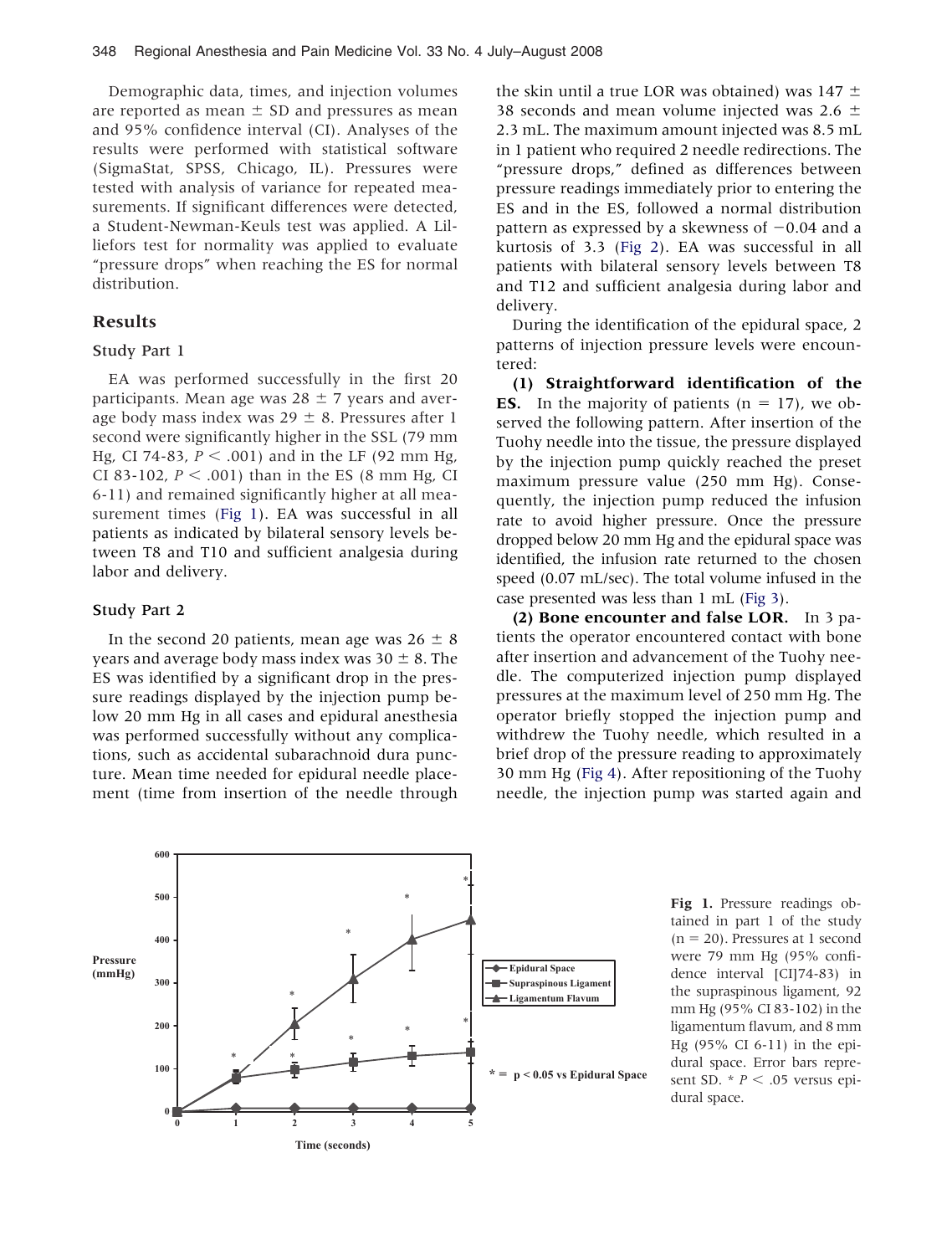Demographic data, times, and injection volumes are reported as mean ± SD and pressures as mean and 95% confidence interval (CI). Analyses of the results were performed with statistical software (SigmaStat, SPSS, Chicago, IL). Pressures were tested with analysis of variance for repeated measurements. If significant differences were detected, a Student-Newman-Keuls test was applied. A Lilliefors test for normality was applied to evaluate "pressure drops" when reaching the ES for normal distribution.

## Results

### Study Part 1

EA was performed successfully in the first 20 participants. Mean age was 28 ± 7 years and average body mass index was 29 ± 8. Pressures after 1 second were significantly higher in the SSL (79 mm Hg, CI 74-83, $P < .001$) and in the LF (92 mm Hg, CI 83-102, $P < .001$) than in the ES (8 mm Hg, CI 6-11) and remained significantly higher at all measurement times (Fig 1). EA was successful in all patients as indicated by bilateral sensory levels between T8 and T10 and sufficient analgesia during labor and delivery.

### Study Part 2

In the second 20 patients, mean age was 26 ± 8 years and average body mass index was 30 ± 8. The ES was identified by a significant drop in the pressure readings displayed by the injection pump below 20 mm Hg in all cases and epidural anesthesia was performed successfully without any complications, such as accidental subarachnoid dura puncture. Mean time needed for epidural needle placement (time from insertion of the needle through the skin until a true LOR was obtained) was 147 ± 38 seconds and mean volume injected was 2.6 ± 2.3 mL. The maximum amount injected was 8.5 mL in 1 patient who required 2 needle redirections. The "pressure drops," defined as differences between pressure readings immediately prior to entering the ES and in the ES, followed a normal distribution pattern as expressed by a skewness of −0.04 and a kurtosis of 3.3 (Fig 2). EA was successful in all patients with bilateral sensory levels between T8 and T12 and sufficient analgesia during labor and delivery.

During the identification of the epidural space, 2 patterns of injection pressure levels were encountered:

**(1) Straightforward identification of the ES.** In the majority of patients (n = 17), we observed the following pattern. After insertion of the Tuohy needle into the tissue, the pressure displayed by the injection pump quickly reached the preset maximum pressure value (250 mm Hg). Consequently, the injection pump reduced the infusion rate to avoid higher pressure. Once the pressure dropped below 20 mm Hg and the epidural space was identified, the infusion rate returned to the chosen speed (0.07 mL/sec). The total volume infused in the case presented was less than 1 mL (Fig 3).

**(2) Bone encounter and false LOR.** In 3 patients the operator encountered contact with bone after insertion and advancement of the Tuohy needle. The computerized injection pump displayed pressures at the maximum level of 250 mm Hg. The operator briefly stopped the injection pump and withdrew the Tuohy needle, which resulted in a brief drop of the pressure reading to approximately 30 mm Hg (Fig 4). After repositioning of the Tuohy needle, the injection pump was started again and

**Fig 1.** Pressure readings obtained in part 1 of the study (n = 20). Pressures at 1 second were 79 mm Hg (95% confidence interval [CI]74-83) in the supraspinous ligament, 92 mm Hg (95% CI 83-102) in the ligamentum flavum, and 8 mm Hg (95% CI 6-11) in the epidural space. Error bars represent SD. * $P < .05$ versus epidural space.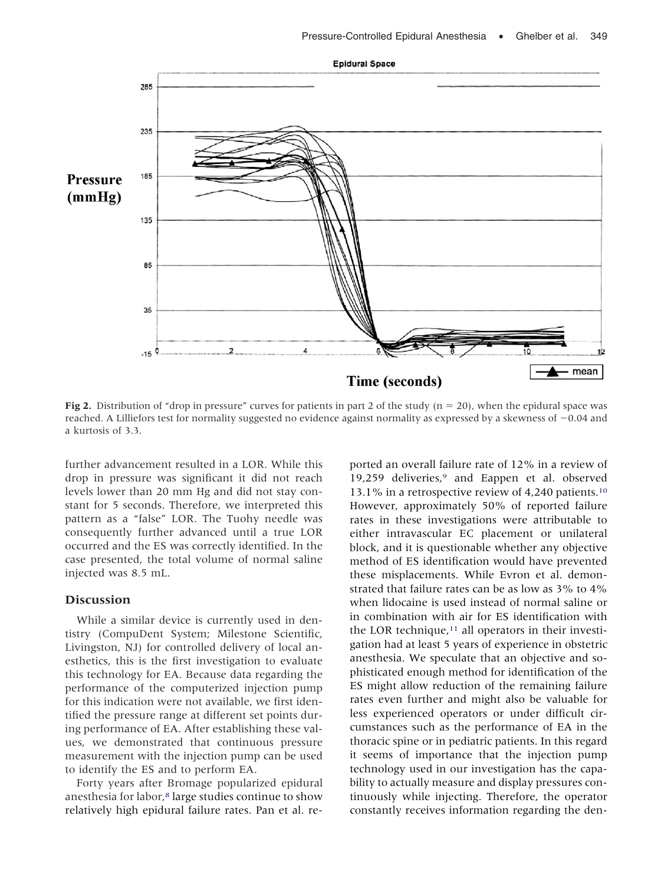**Fig 2.** Distribution of "drop in pressure" curves for patients in part 2 of the study (n = 20), when the epidural space was reached. A Lilliefors test for normality suggested no evidence against normality as expressed by a skewness of −0.04 and a kurtosis of 3.3.

further advancement resulted in a LOR. While this drop in pressure was significant it did not reach levels lower than 20 mm Hg and did not stay constant for 5 seconds. Therefore, we interpreted this pattern as a "false" LOR. The Tuohy needle was consequently further advanced until a true LOR occurred and the ES was correctly identified. In the case presented, the total volume of normal saline injected was 8.5 mL.

## Discussion

While a similar device is currently used in dentistry (CompuDent System; Milestone Scientific, Livingston, NJ) for controlled delivery of local anesthetics, this is the first investigation to evaluate this technology for EA. Because data regarding the performance of the computerized injection pump for this indication were not available, we first identified the pressure range at different set points during performance of EA. After establishing these values, we demonstrated that continuous pressure measurement with the injection pump can be used to identify the ES and to perform EA.

Forty years after Bromage popularized epidural anesthesia for labor,[8] large studies continue to show relatively high epidural failure rates. Pan et al. reported an overall failure rate of 12% in a review of 19,259 deliveries,[9] and Eappen et al. observed 13.1% in a retrospective review of 4,240 patients.[10] However, approximately 50% of reported failure rates in these investigations were attributable to either intravascular EC placement or unilateral block, and it is questionable whether any objective method of ES identification would have prevented these misplacements. While Evron et al. demonstrated that failure rates can be as low as 3% to 4% when lidocaine is used instead of normal saline or in combination with air for ES identification with the LOR technique,[11] all operators in their investigation had at least 5 years of experience in obstetric anesthesia. We speculate that an objective and sophisticated enough method for identification of the ES might allow reduction of the remaining failure rates even further and might also be valuable for less experienced operators or under difficult circumstances such as the performance of EA in the thoracic spine or in pediatric patients. In this regard it seems of importance that the injection pump technology used in our investigation has the capability to actually measure and display pressures continuously while injecting. Therefore, the operator constantly receives information regarding the den-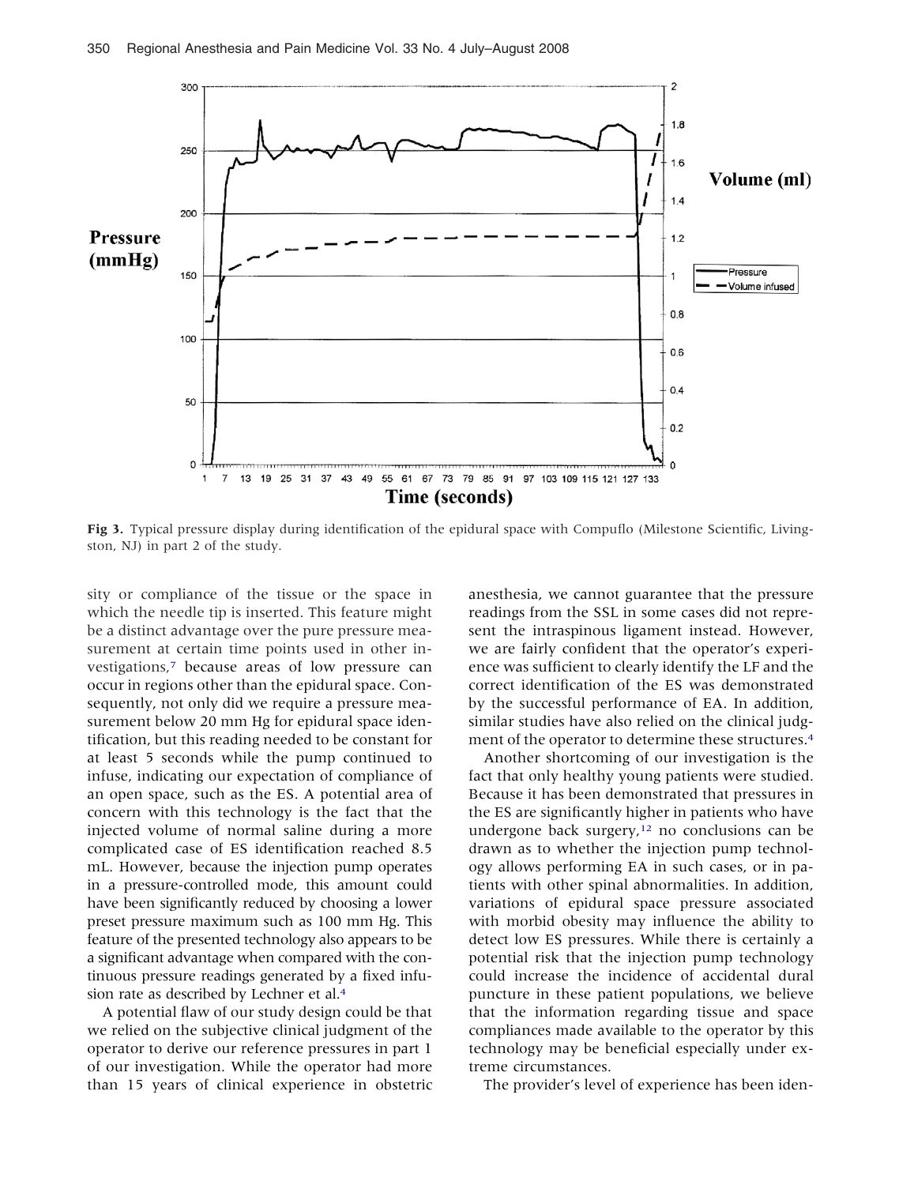**Fig 3.** Typical pressure display during identification of the epidural space with Compuflo (Milestone Scientific, Livingston, NJ) in part 2 of the study.

sity or compliance of the tissue or the space in which the needle tip is inserted. This feature might be a distinct advantage over the pure pressure measurement at certain time points used in other investigations,[7] because areas of low pressure can occur in regions other than the epidural space. Consequently, not only did we require a pressure measurement below 20 mm Hg for epidural space identification, but this reading needed to be constant for at least 5 seconds while the pump continued to infuse, indicating our expectation of compliance of an open space, such as the ES. A potential area of concern with this technology is the fact that the injected volume of normal saline during a more complicated case of ES identification reached 8.5 mL. However, because the injection pump operates in a pressure-controlled mode, this amount could have been significantly reduced by choosing a lower preset pressure maximum such as 100 mm Hg. This feature of the presented technology also appears to be a significant advantage when compared with the continuous pressure readings generated by a fixed infusion rate as described by Lechner et al.[4]

A potential flaw of our study design could be that we relied on the subjective clinical judgment of the operator to derive our reference pressures in part 1 of our investigation. While the operator had more than 15 years of clinical experience in obstetric anesthesia, we cannot guarantee that the pressure readings from the SSL in some cases did not represent the intraspinous ligament instead. However, we are fairly confident that the operator's experience was sufficient to clearly identify the LF and the correct identification of the ES was demonstrated by the successful performance of EA. In addition, similar studies have also relied on the clinical judgment of the operator to determine these structures.[4]

Another shortcoming of our investigation is the fact that only healthy young patients were studied. Because it has been demonstrated that pressures in the ES are significantly higher in patients who have undergone back surgery,[12] no conclusions can be drawn as to whether the injection pump technology allows performing EA in such cases, or in patients with other spinal abnormalities. In addition, variations of epidural space pressure associated with morbid obesity may influence the ability to detect low ES pressures. While there is certainly a potential risk that the injection pump technology could increase the incidence of accidental dural puncture in these patient populations, we believe that the information regarding tissue and space compliances made available to the operator by this technology may be beneficial especially under extreme circumstances.

The provider's level of experience has been iden-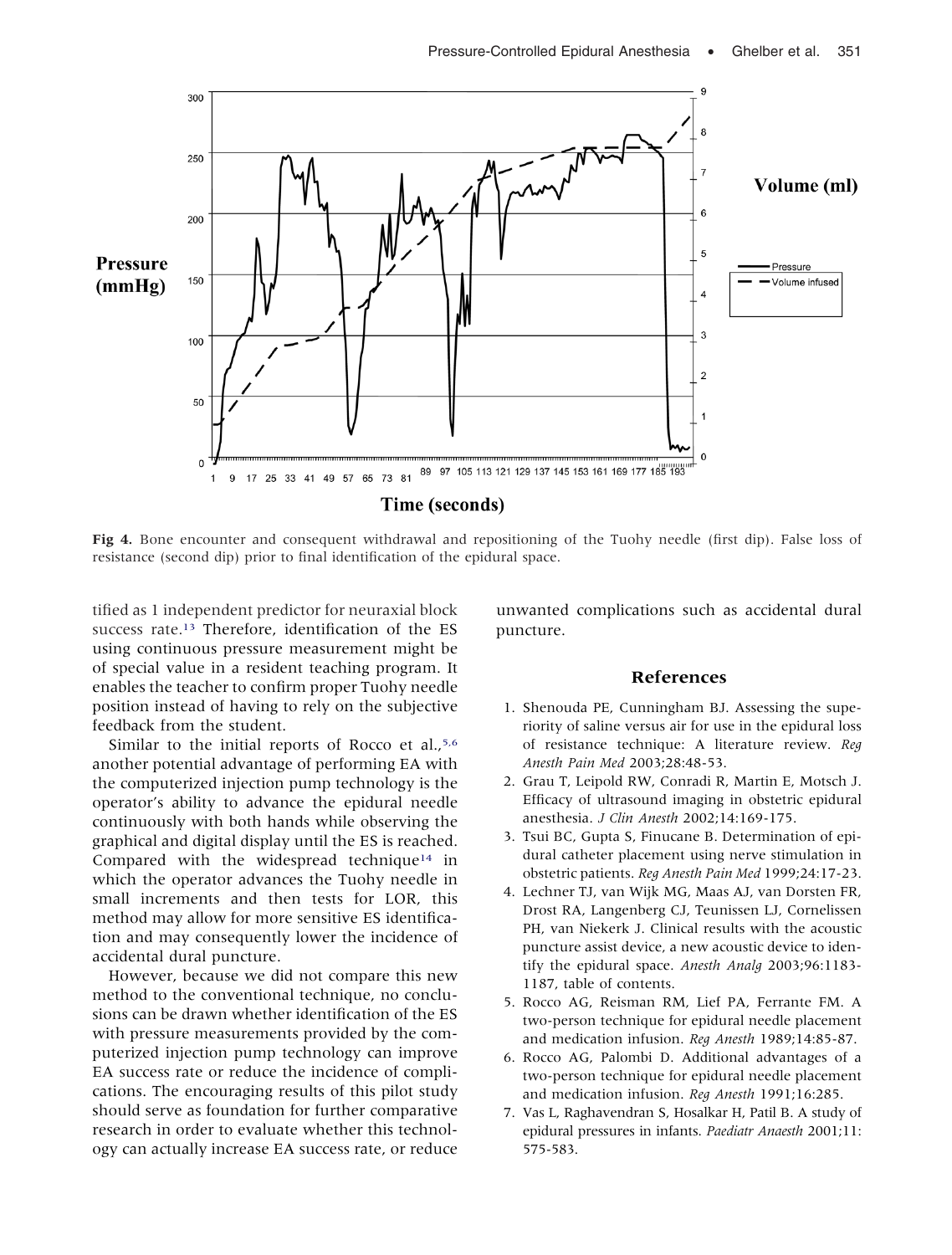**Fig 4.** Bone encounter and consequent withdrawal and repositioning of the Tuohy needle (first dip). False loss of resistance (second dip) prior to final identification of the epidural space.

tified as 1 independent predictor for neuraxial block success rate.[13] Therefore, identification of the ES using continuous pressure measurement might be of special value in a resident teaching program. It enables the teacher to confirm proper Tuohy needle position instead of having to rely on the subjective feedback from the student.

Similar to the initial reports of Rocco et al.,[5,6] another potential advantage of performing EA with the computerized injection pump technology is the operator's ability to advance the epidural needle continuously with both hands while observing the graphical and digital display until the ES is reached. Compared with the widespread technique[14] in which the operator advances the Tuohy needle in small increments and then tests for LOR, this method may allow for more sensitive ES identification and may consequently lower the incidence of accidental dural puncture.

However, because we did not compare this new method to the conventional technique, no conclusions can be drawn whether identification of the ES with pressure measurements provided by the computerized injection pump technology can improve EA success rate or reduce the incidence of complications. The encouraging results of this pilot study should serve as foundation for further comparative research in order to evaluate whether this technology can actually increase EA success rate, or reduce unwanted complications such as accidental dural puncture.

## References

1. Shenouda PE, Cunningham BJ. Assessing the superiority of saline versus air for use in the epidural loss of resistance technique: A literature review. *Reg Anesth Pain Med* 2003;28:48-53.
2. Grau T, Leipold RW, Conradi R, Martin E, Motsch J. Efficacy of ultrasound imaging in obstetric epidural anesthesia. *J Clin Anesth* 2002;14:169-175.
3. Tsui BC, Gupta S, Finucane B. Determination of epidural catheter placement using nerve stimulation in obstetric patients. *Reg Anesth Pain Med* 1999;24:17-23.
4. Lechner TJ, van Wijk MG, Maas AJ, van Dorsten FR, Drost RA, Langenberg CJ, Teunissen LJ, Cornelissen PH, van Niekerk J. Clinical results with the acoustic puncture assist device, a new acoustic device to identify the epidural space. *Anesth Analg* 2003;96:1183-1187, table of contents.
5. Rocco AG, Reisman RM, Lief PA, Ferrante FM. A two-person technique for epidural needle placement and medication infusion. *Reg Anesth* 1989;14:85-87.
6. Rocco AG, Palombi D. Additional advantages of a two-person technique for epidural needle placement and medication infusion. *Reg Anesth* 1991;16:285.
7. Vas L, Raghavendran S, Hosalkar H, Patil B. A study of epidural pressures in infants. *Paediatr Anaesth* 2001;11:575-583.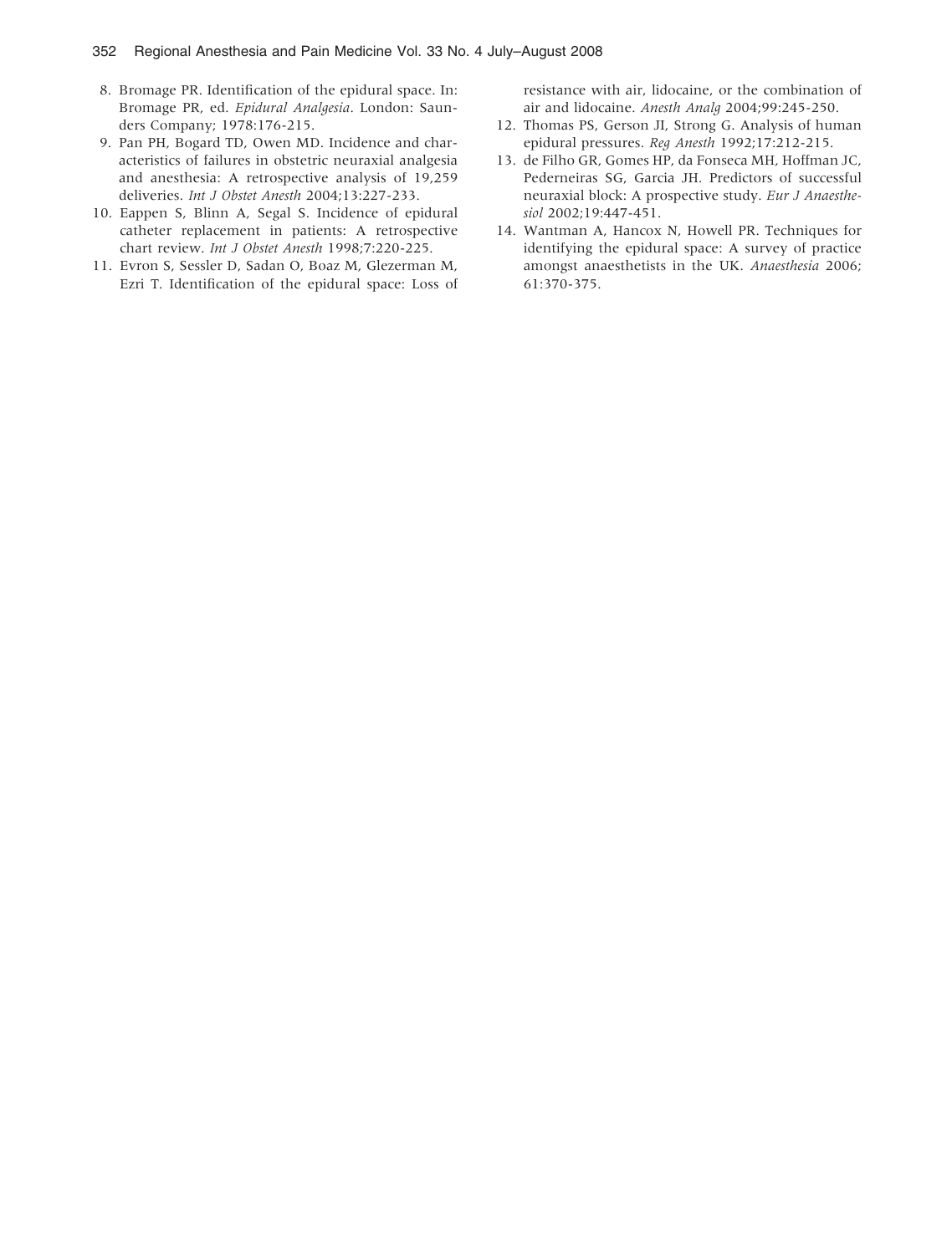8. Bromage PR. Identification of the epidural space. In: Bromage PR, ed. *Epidural Analgesia*. London: Saunders Company; 1978:176-215.
9. Pan PH, Bogard TD, Owen MD. Incidence and characteristics of failures in obstetric neuraxial analgesia and anesthesia: A retrospective analysis of 19,259 deliveries. *Int J Obstet Anesth* 2004;13:227-233.
10. Eappen S, Blinn A, Segal S. Incidence of epidural catheter replacement in patients: A retrospective chart review. *Int J Obstet Anesth* 1998;7:220-225.
11. Evron S, Sessler D, Sadan O, Boaz M, Glezerman M, Ezri T. Identification of the epidural space: Loss of resistance with air, lidocaine, or the combination of air and lidocaine. *Anesth Analg* 2004;99:245-250.
12. Thomas PS, Gerson JI, Strong G. Analysis of human epidural pressures. *Reg Anesth* 1992;17:212-215.
13. de Filho GR, Gomes HP, da Fonseca MH, Hoffman JC, Pederneiras SG, Garcia JH. Predictors of successful neuraxial block: A prospective study. *Eur J Anaesthesiol* 2002;19:447-451.
14. Wantman A, Hancox N, Howell PR. Techniques for identifying the epidural space: A survey of practice amongst anaesthetists in the UK. *Anaesthesia* 2006; 61:370-375.